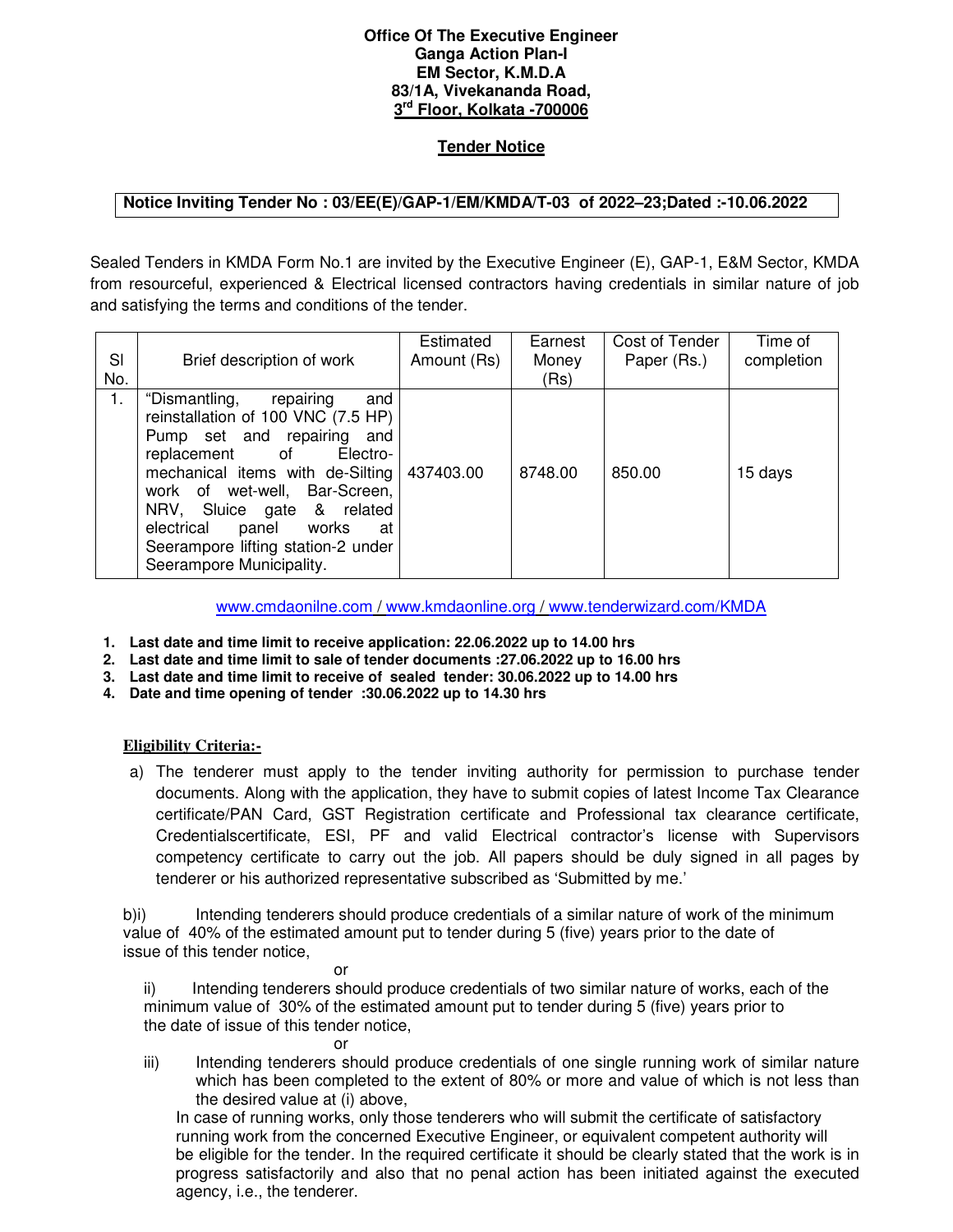**Office Of The Executive Engineer**
**Ganga Action Plan-I**
**EM Sector, K.M.D.A**
**83/1A, Vivekananda Road,**
**3rd Floor, Kolkata -700006**

## Tender Notice

**Notice Inviting Tender No : 03/EE(E)/GAP-1/EM/KMDA/T-03 of 2022–23;Dated :-10.06.2022**

Sealed Tenders in KMDA Form No.1 are invited by the Executive Engineer (E), GAP-1, E&M Sector, KMDA from resourceful, experienced & Electrical licensed contractors having credentials in similar nature of job and satisfying the terms and conditions of the tender.

| Sl No. | Brief description of work | Estimated Amount (Rs) | Earnest Money (Rs) | Cost of Tender Paper (Rs.) | Time of completion |
|---|---|---|---|---|---|
| 1. | "Dismantling, repairing and reinstallation of 100 VNC (7.5 HP) Pump set and repairing and replacement of Electro-mechanical items with de-Silting work of wet-well, Bar-Screen, NRV, Sluice gate & related electrical panel works at Seerampore lifting station-2 under Seerampore Municipality. | 437403.00 | 8748.00 | 850.00 | 15 days |

www.cmdaonilne.com / www.kmdaonline.org / www.tenderwizard.com/KMDA

1. **Last date and time limit to receive application: 22.06.2022 up to 14.00 hrs**
2. **Last date and time limit to sale of tender documents :27.06.2022 up to 16.00 hrs**
3. **Last date and time limit to receive of sealed tender: 30.06.2022 up to 14.00 hrs**
4. **Date and time opening of tender :30.06.2022 up to 14.30 hrs**

**Eligibility Criteria:-**

a) The tenderer must apply to the tender inviting authority for permission to purchase tender documents. Along with the application, they have to submit copies of latest Income Tax Clearance certificate/PAN Card, GST Registration certificate and Professional tax clearance certificate, Credentialscertificate, ESI, PF and valid Electrical contractor's license with Supervisors competency certificate to carry out the job. All papers should be duly signed in all pages by tenderer or his authorized representative subscribed as 'Submitted by me.'

b)i) Intending tenderers should produce credentials of a similar nature of work of the minimum value of 40% of the estimated amount put to tender during 5 (five) years prior to the date of issue of this tender notice,

or

ii) Intending tenderers should produce credentials of two similar nature of works, each of the minimum value of 30% of the estimated amount put to tender during 5 (five) years prior to the date of issue of this tender notice,

or

iii) Intending tenderers should produce credentials of one single running work of similar nature which has been completed to the extent of 80% or more and value of which is not less than the desired value at (i) above,

In case of running works, only those tenderers who will submit the certificate of satisfactory running work from the concerned Executive Engineer, or equivalent competent authority will be eligible for the tender. In the required certificate it should be clearly stated that the work is in progress satisfactorily and also that no penal action has been initiated against the executed agency, i.e., the tenderer.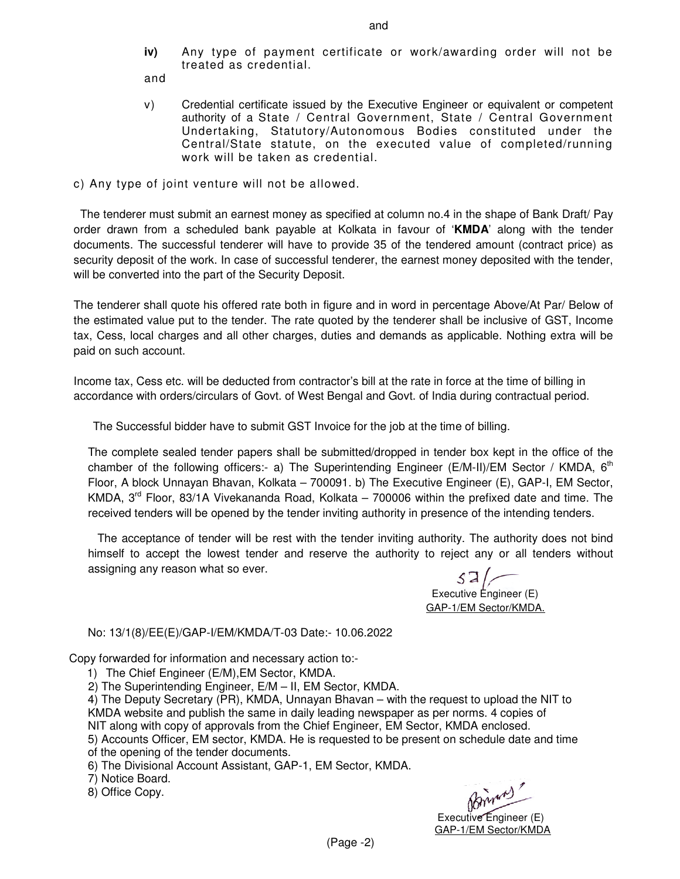and

**iv)** Any type of payment certificate or work/awarding order will not be treated as credential.

and

v) Credential certificate issued by the Executive Engineer or equivalent or competent authority of a State / Central Government, State / Central Government Undertaking, Statutory/Autonomous Bodies constituted under the Central/State statute, on the executed value of completed/running work will be taken as credential.

c) Any type of joint venture will not be allowed.

The tenderer must submit an earnest money as specified at column no.4 in the shape of Bank Draft/ Pay order drawn from a scheduled bank payable at Kolkata in favour of '**KMDA**' along with the tender documents. The successful tenderer will have to provide 35 of the tendered amount (contract price) as security deposit of the work. In case of successful tenderer, the earnest money deposited with the tender, will be converted into the part of the Security Deposit.

The tenderer shall quote his offered rate both in figure and in word in percentage Above/At Par/ Below of the estimated value put to the tender. The rate quoted by the tenderer shall be inclusive of GST, Income tax, Cess, local charges and all other charges, duties and demands as applicable. Nothing extra will be paid on such account.

Income tax, Cess etc. will be deducted from contractor's bill at the rate in force at the time of billing in accordance with orders/circulars of Govt. of West Bengal and Govt. of India during contractual period.

The Successful bidder have to submit GST Invoice for the job at the time of billing.

The complete sealed tender papers shall be submitted/dropped in tender box kept in the office of the chamber of the following officers:- a) The Superintending Engineer (E/M-II)/EM Sector / KMDA, 6th Floor, A block Unnayan Bhavan, Kolkata – 700091. b) The Executive Engineer (E), GAP-I, EM Sector, KMDA, 3rd Floor, 83/1A Vivekananda Road, Kolkata – 700006 within the prefixed date and time. The received tenders will be opened by the tender inviting authority in presence of the intending tenders.

The acceptance of tender will be rest with the tender inviting authority. The authority does not bind himself to accept the lowest tender and reserve the authority to reject any or all tenders without assigning any reason what so ever.

Sd/-
Executive Engineer (E)
GAP-1/EM Sector/KMDA.

No: 13/1(8)/EE(E)/GAP-I/EM/KMDA/T-03 Date:- 10.06.2022

Copy forwarded for information and necessary action to:-

1) The Chief Engineer (E/M),EM Sector, KMDA.
2) The Superintending Engineer, E/M – II, EM Sector, KMDA.
4) The Deputy Secretary (PR), KMDA, Unnayan Bhavan – with the request to upload the NIT to KMDA website and publish the same in daily leading newspaper as per norms. 4 copies of NIT along with copy of approvals from the Chief Engineer, EM Sector, KMDA enclosed.
5) Accounts Officer, EM sector, KMDA. He is requested to be present on schedule date and time of the opening of the tender documents.
6) The Divisional Account Assistant, GAP-1, EM Sector, KMDA.
7) Notice Board.
8) Office Copy.

Executive Engineer (E)
GAP-1/EM Sector/KMDA